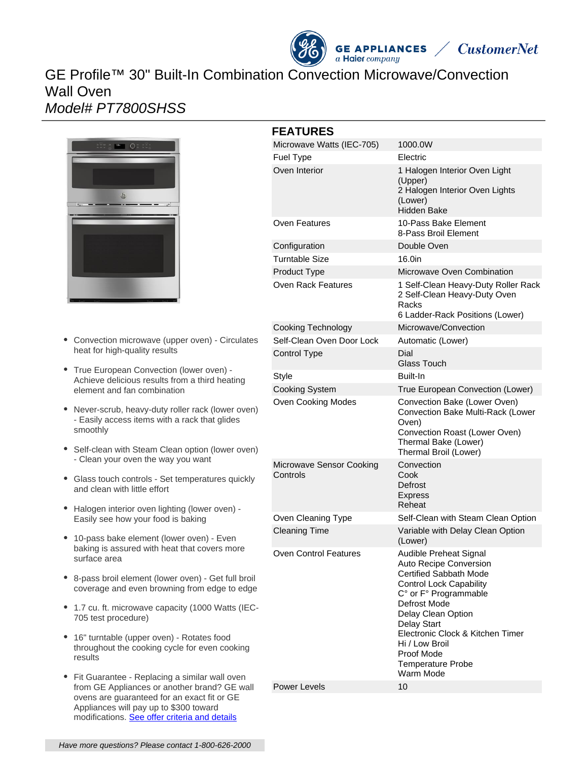# GE Profile™ 30" Built-In Combination Convection Microwave/Convection Wall Oven

*Model# PT7800SHSS*

- Convection microwave (upper oven) - Circulates heat for high-quality results
- True European Convection (lower oven) - Achieve delicious results from a third heating element and fan combination
- Never-scrub, heavy-duty roller rack (lower oven) - Easily access items with a rack that glides smoothly
- Self-clean with Steam Clean option (lower oven) - Clean your oven the way you want
- Glass touch controls - Set temperatures quickly and clean with little effort
- Halogen interior oven lighting (lower oven) - Easily see how your food is baking
- 10-pass bake element (lower oven) - Even baking is assured with heat that covers more surface area
- 8-pass broil element (lower oven) - Get full broil coverage and even browning from edge to edge
- 1.7 cu. ft. microwave capacity (1000 Watts (IEC-705 test procedure)
- 16" turntable (upper oven) - Rotates food throughout the cooking cycle for even cooking results
- Fit Guarantee - Replacing a similar wall oven from GE Appliances or another brand? GE wall ovens are guaranteed for an exact fit or GE Appliances will pay up to $300 toward modifications. See offer criteria and details

## FEATURES

| | |
|---|---|
| Microwave Watts (IEC-705) | 1000.0W |
| Fuel Type | Electric |
| Oven Interior | 1 Halogen Interior Oven Light (Upper)<br>2 Halogen Interior Oven Lights (Lower)<br>Hidden Bake |
| Oven Features | 10-Pass Bake Element<br>8-Pass Broil Element |
| Configuration | Double Oven |
| Turntable Size | 16.0in |
| Product Type | Microwave Oven Combination |
| Oven Rack Features | 1 Self-Clean Heavy-Duty Roller Rack<br>2 Self-Clean Heavy-Duty Oven Racks<br>6 Ladder-Rack Positions (Lower) |
| Cooking Technology | Microwave/Convection |
| Self-Clean Oven Door Lock | Automatic (Lower) |
| Control Type | Dial<br>Glass Touch |
| Style | Built-In |
| Cooking System | True European Convection (Lower) |
| Oven Cooking Modes | Convection Bake (Lower Oven)<br>Convection Bake Multi-Rack (Lower Oven)<br>Convection Roast (Lower Oven)<br>Thermal Bake (Lower)<br>Thermal Broil (Lower) |
| Microwave Sensor Cooking Controls | Convection<br>Cook<br>Defrost<br>Express<br>Reheat |
| Oven Cleaning Type | Self-Clean with Steam Clean Option |
| Cleaning Time | Variable with Delay Clean Option (Lower) |
| Oven Control Features | Audible Preheat Signal<br>Auto Recipe Conversion<br>Certified Sabbath Mode<br>Control Lock Capability<br>C° or F° Programmable<br>Defrost Mode<br>Delay Clean Option<br>Delay Start<br>Electronic Clock & Kitchen Timer<br>Hi / Low Broil<br>Proof Mode<br>Temperature Probe<br>Warm Mode |
| Power Levels | 10 |

*Have more questions? Please contact 1-800-626-2000*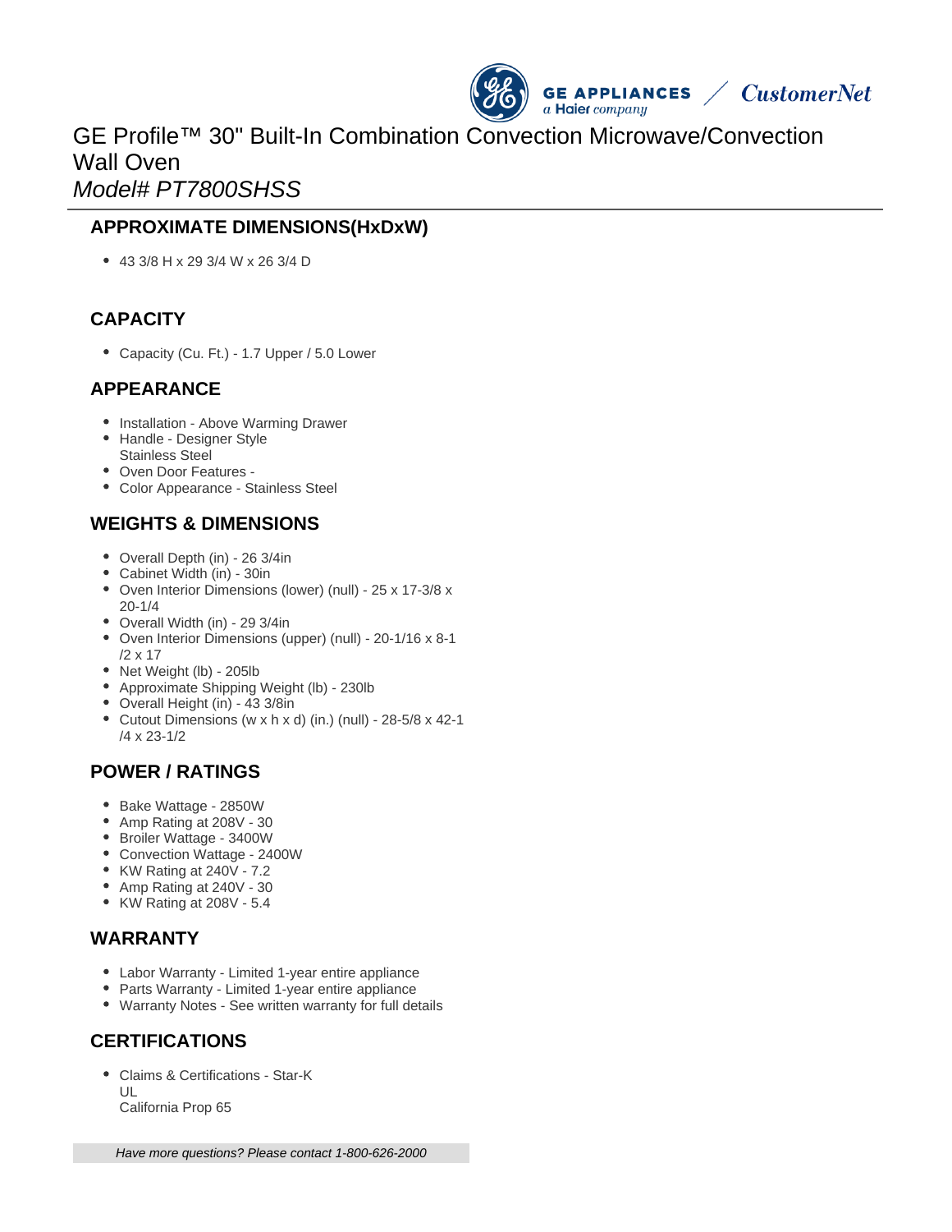# GE Profile™ 30" Built-In Combination Convection Microwave/Convection Wall Oven

*Model# PT7800SHSS*

## APPROXIMATE DIMENSIONS(HxDxW)

- 43 3/8 H x 29 3/4 W x 26 3/4 D

## CAPACITY

- Capacity (Cu. Ft.) - 1.7 Upper / 5.0 Lower

## APPEARANCE

- Installation - Above Warming Drawer
- Handle - Designer Style Stainless Steel
- Oven Door Features -
- Color Appearance - Stainless Steel

## WEIGHTS & DIMENSIONS

- Overall Depth (in) - 26 3/4in
- Cabinet Width (in) - 30in
- Oven Interior Dimensions (lower) (null) - 25 x 17-3/8 x 20-1/4
- Overall Width (in) - 29 3/4in
- Oven Interior Dimensions (upper) (null) - 20-1/16 x 8-1/2 x 17
- Net Weight (lb) - 205lb
- Approximate Shipping Weight (lb) - 230lb
- Overall Height (in) - 43 3/8in
- Cutout Dimensions (w x h x d) (in.) (null) - 28-5/8 x 42-1/4 x 23-1/2

## POWER / RATINGS

- Bake Wattage - 2850W
- Amp Rating at 208V - 30
- Broiler Wattage - 3400W
- Convection Wattage - 2400W
- KW Rating at 240V - 7.2
- Amp Rating at 240V - 30
- KW Rating at 208V - 5.4

## WARRANTY

- Labor Warranty - Limited 1-year entire appliance
- Parts Warranty - Limited 1-year entire appliance
- Warranty Notes - See written warranty for full details

## CERTIFICATIONS

- Claims & Certifications - Star-K
  UL
  California Prop 65

*Have more questions? Please contact 1-800-626-2000*